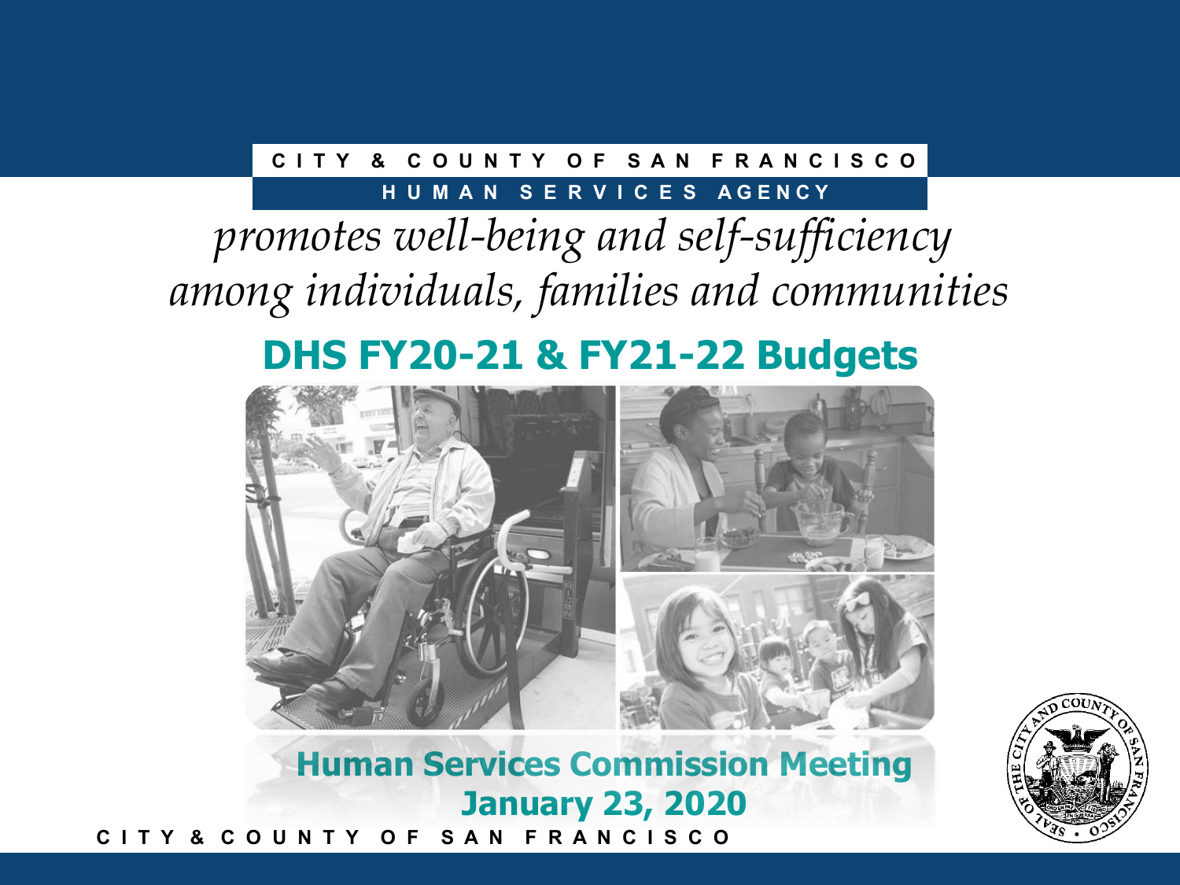CITY & COUNTY OF SAN FRANCISCO

HUMAN SERVICES AGENCY

*promotes well-being and self-sufficiency among individuals, families and communities*

# DHS FY20-21 & FY21-22 Budgets

## Human Services Commission Meeting
## January 23, 2020

CITY & COUNTY OF SAN FRANCISCO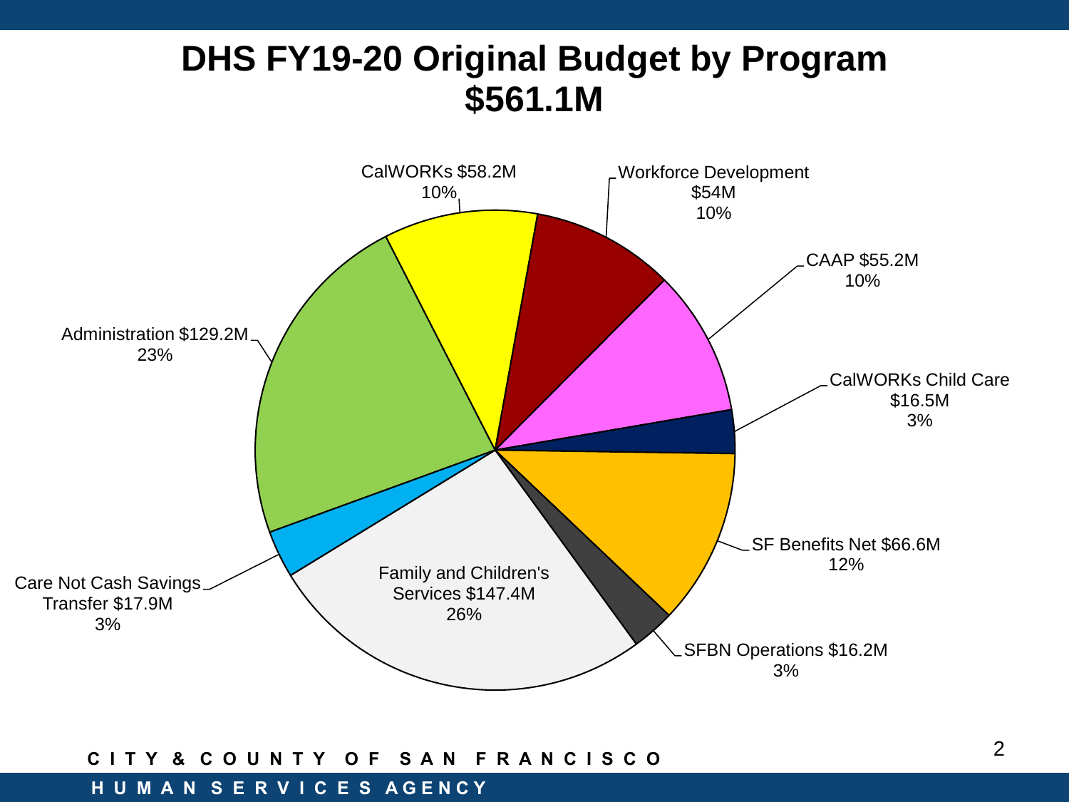# DHS FY19-20 Original Budget by Program
# $561.1M

| Program | Amount | Percent |
| --- | --- | --- |
| CalWORKs | $58.2M | 10% |
| Workforce Development | $54M | 10% |
| CAAP | $55.2M | 10% |
| CalWORKs Child Care | $16.5M | 3% |
| SF Benefits Net | $66.6M | 12% |
| SFBN Operations | $16.2M | 3% |
| Family and Children's Services | $147.4M | 26% |
| Care Not Cash Savings Transfer | $17.9M | 3% |
| Administration | $129.2M | 23% |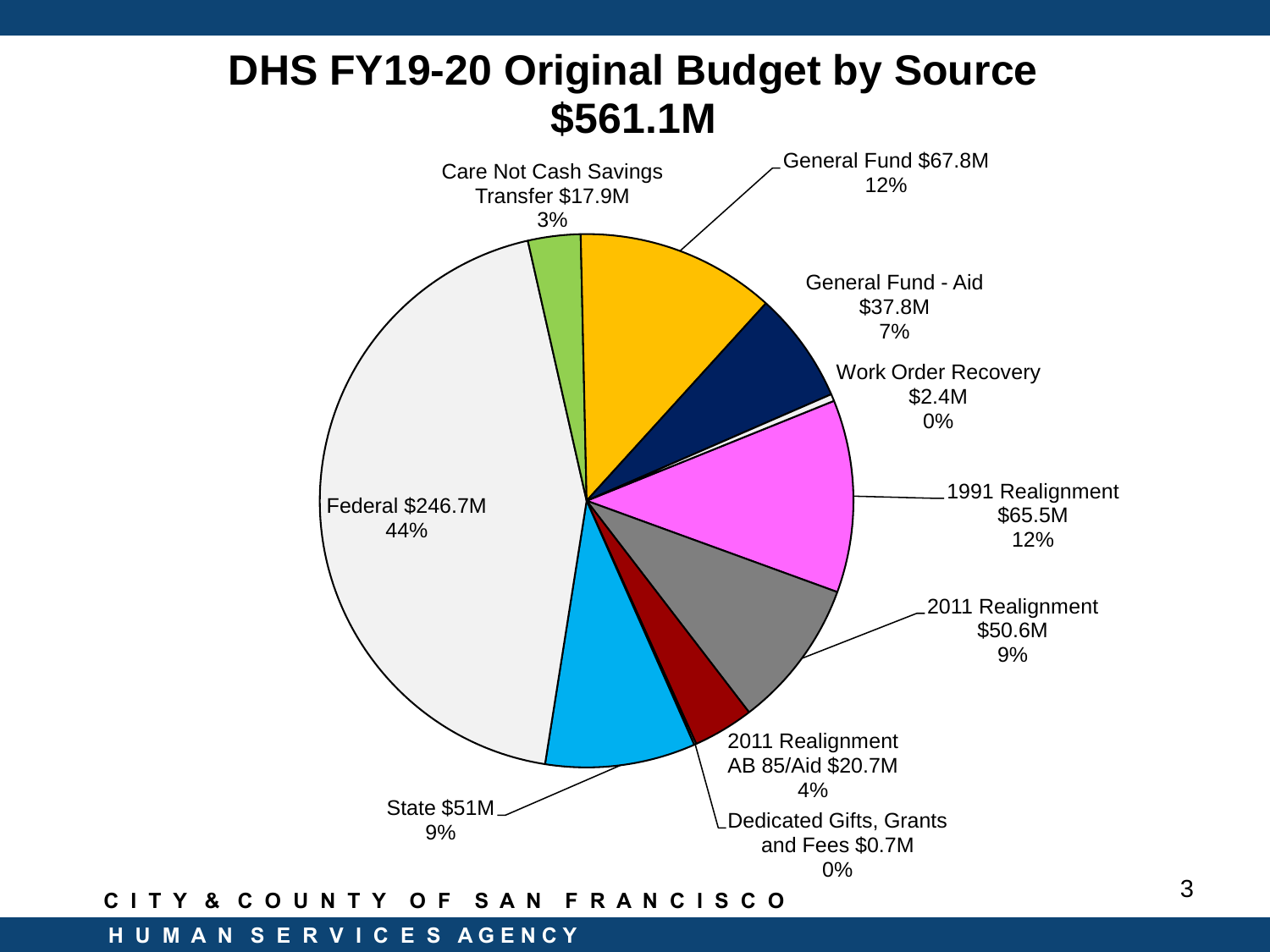# DHS FY19-20 Original Budget by Source $561.1M

| Source | Amount | Percent |
|---|---|---|
| General Fund | $67.8M | 12% |
| General Fund - Aid | $37.8M | 7% |
| Work Order Recovery | $2.4M | 0% |
| 1991 Realignment | $65.5M | 12% |
| 2011 Realignment | $50.6M | 9% |
| 2011 Realignment AB 85/Aid | $20.7M | 4% |
| Dedicated Gifts, Grants and Fees | $0.7M | 0% |
| State | $51M | 9% |
| Federal | $246.7M | 44% |
| Care Not Cash Savings Transfer | $17.9M | 3% |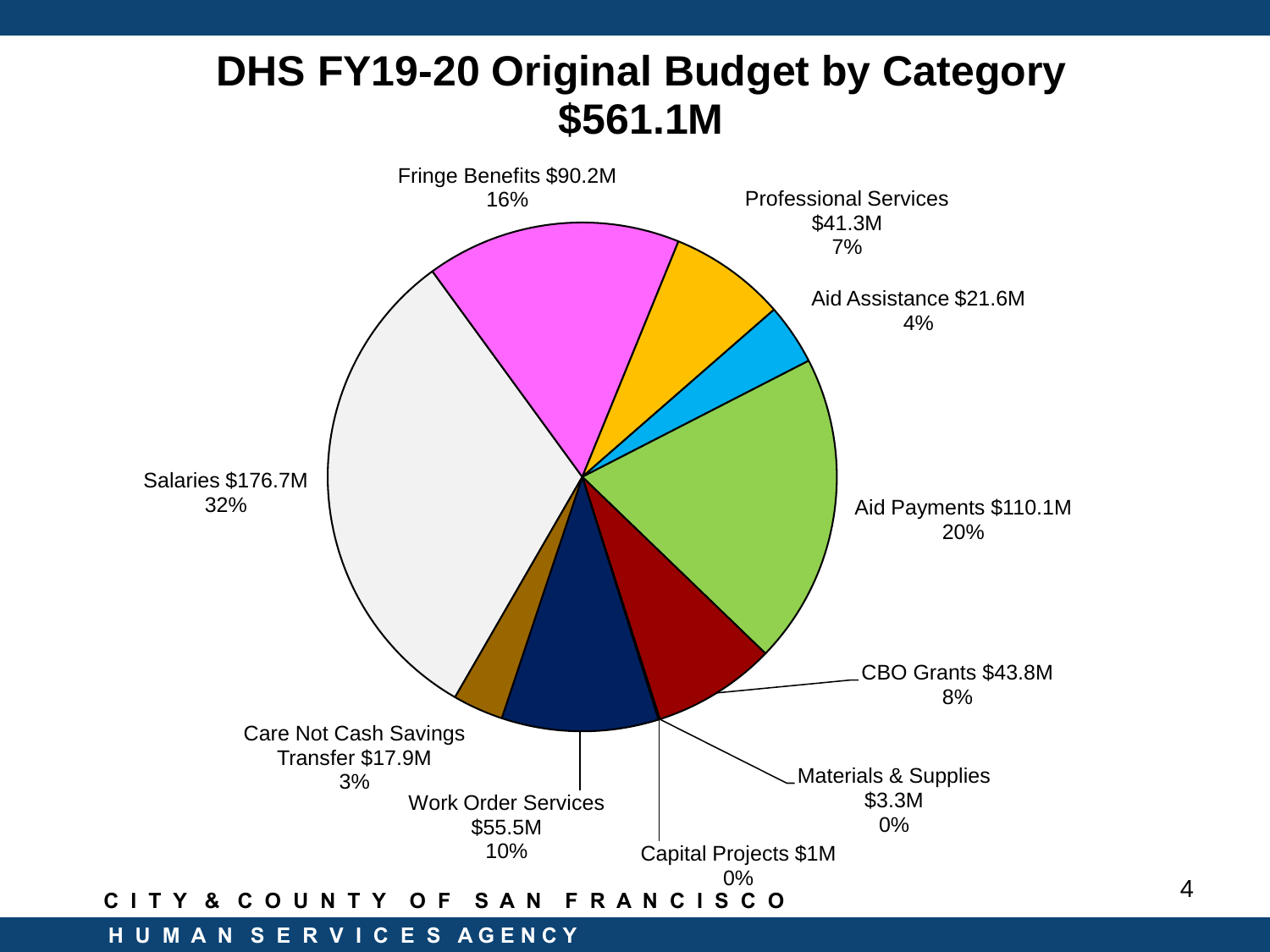# DHS FY19-20 Original Budget by Category $561.1M

Fringe Benefits $90.2M
16%

Professional Services
$41.3M
7%

Aid Assistance $21.6M
4%

Aid Payments $110.1M
20%

CBO Grants $43.8M
8%

Materials & Supplies
$3.3M
0%

Capital Projects $1M
0%

Work Order Services
$55.5M
10%

Care Not Cash Savings
Transfer $17.9M
3%

Salaries $176.7M
32%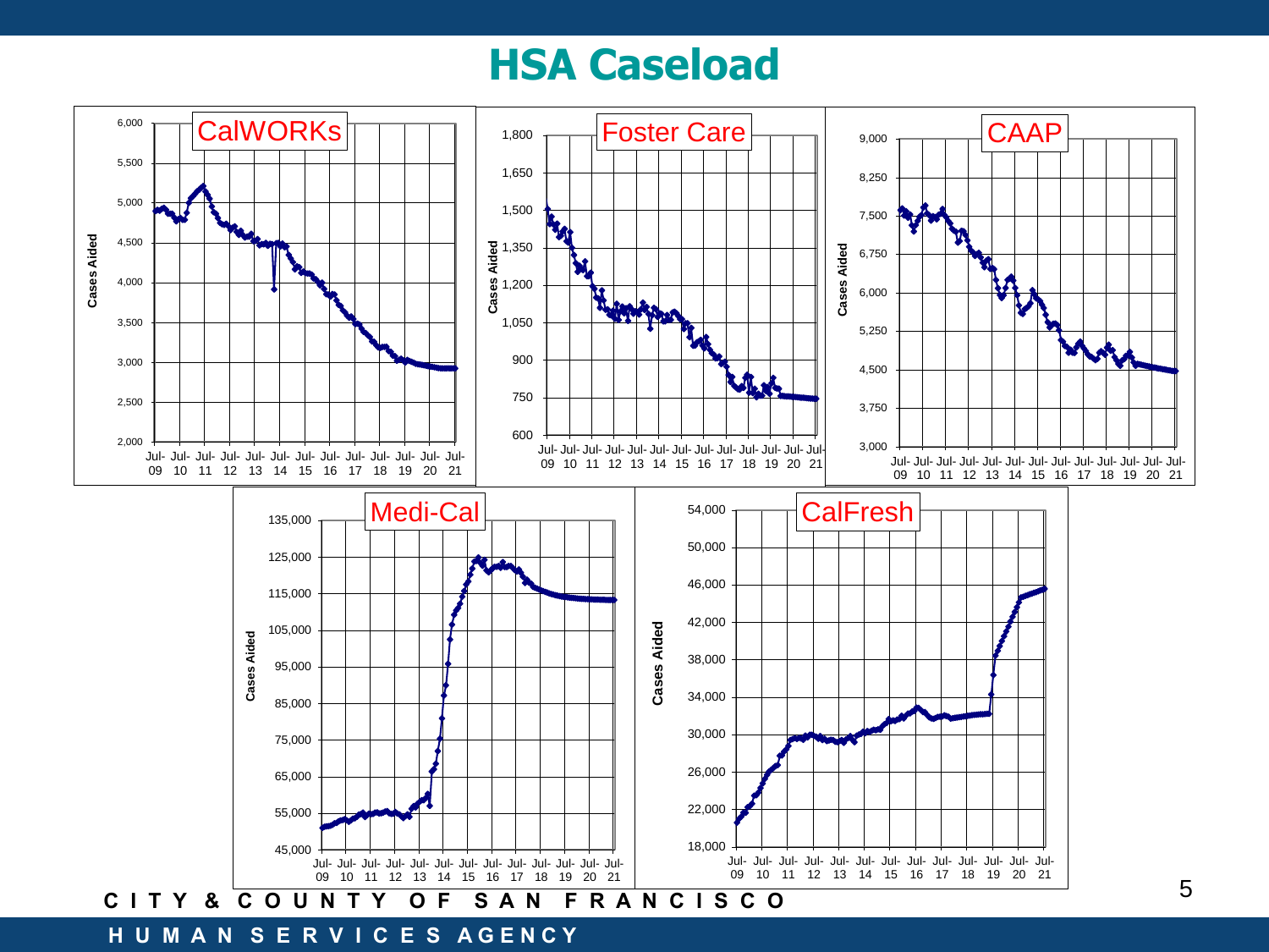# HSA Caseload

**CalWORKs**

Cases Aided: 2,000 – 6,000 (Jul-09 to Jul-21)

**Foster Care**

Cases Aided: 600 – 1,800 (Jul-09 to Jul-21)

**CAAP**

Cases Aided: 3,000 – 9,000 (Jul-09 to Jul-21)

**Medi-Cal**

Cases Aided: 45,000 – 135,000 (Jul-09 to Jul-21)

**CalFresh**

Cases Aided: 18,000 – 54,000 (Jul-09 to Jul-21)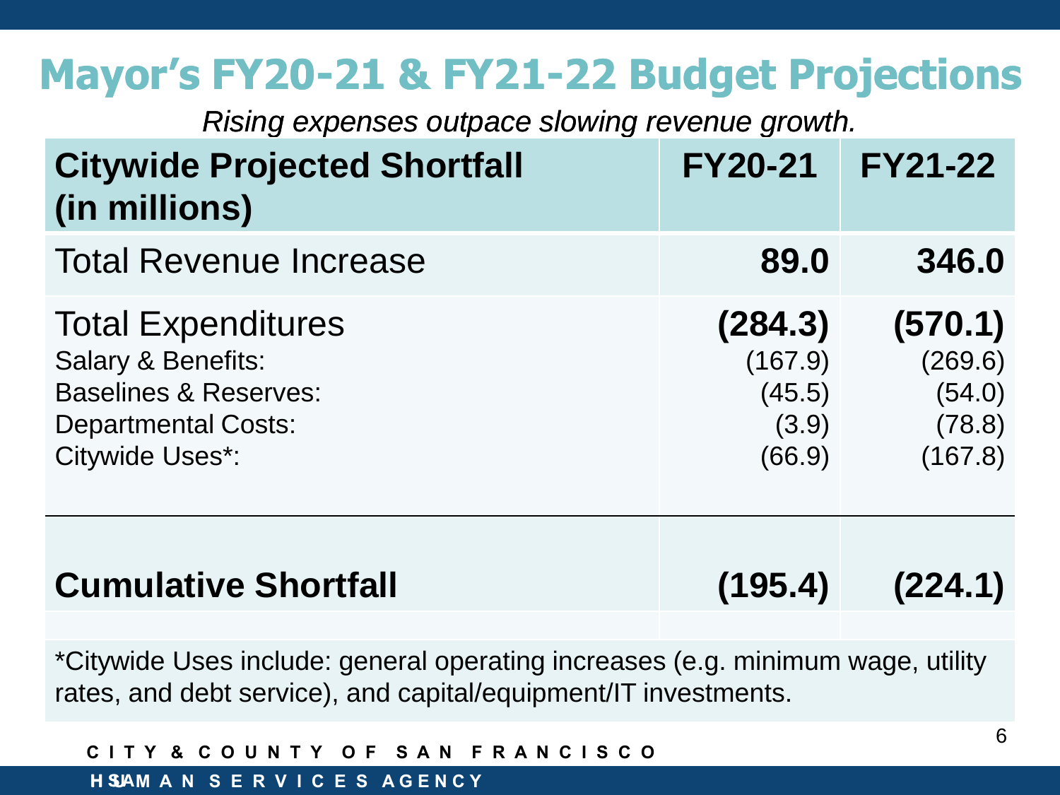# Mayor's FY20-21 & FY21-22 Budget Projections

*Rising expenses outpace slowing revenue growth.*

| **Citywide Projected Shortfall (in millions)** | **FY20-21** | **FY21-22** |
|---|---|---|
| Total Revenue Increase | **89.0** | **346.0** |
| Total Expenditures | **(284.3)** | **(570.1)** |
| Salary & Benefits: | (167.9) | (269.6) |
| Baselines & Reserves: | (45.5) | (54.0) |
| Departmental Costs: | (3.9) | (78.8) |
| Citywide Uses*: | (66.9) | (167.8) |
| **Cumulative Shortfall** | **(195.4)** | **(224.1)** |

*Citywide Uses include: general operating increases (e.g. minimum wage, utility rates, and debt service), and capital/equipment/IT investments.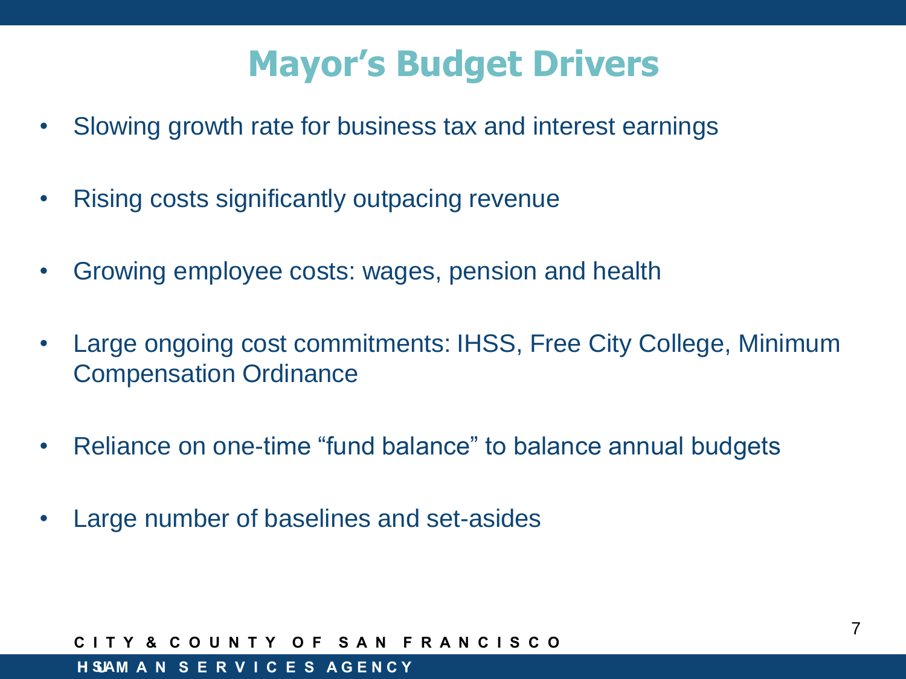# Mayor’s Budget Drivers

- Slowing growth rate for business tax and interest earnings
- Rising costs significantly outpacing revenue
- Growing employee costs: wages, pension and health
- Large ongoing cost commitments: IHSS, Free City College, Minimum Compensation Ordinance
- Reliance on one-time “fund balance” to balance annual budgets
- Large number of baselines and set-asides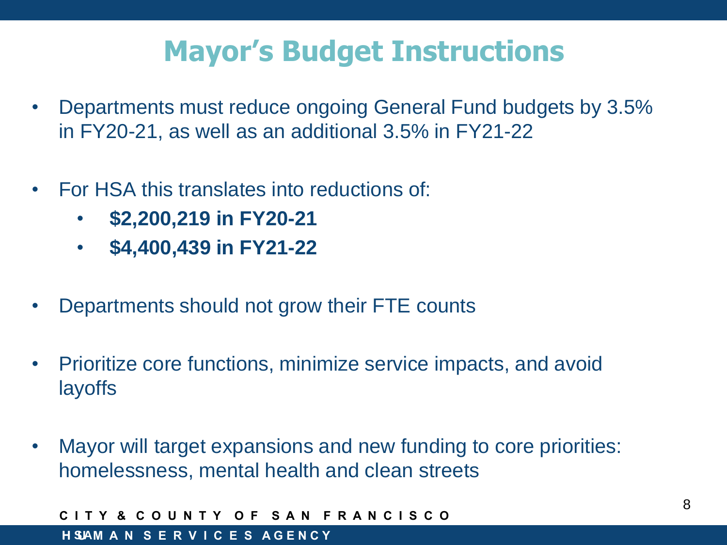# Mayor's Budget Instructions

- Departments must reduce ongoing General Fund budgets by 3.5% in FY20-21, as well as an additional 3.5% in FY21-22
- For HSA this translates into reductions of:
  - **$2,200,219 in FY20-21**
  - **$4,400,439 in FY21-22**
- Departments should not grow their FTE counts
- Prioritize core functions, minimize service impacts, and avoid layoffs
- Mayor will target expansions and new funding to core priorities: homelessness, mental health and clean streets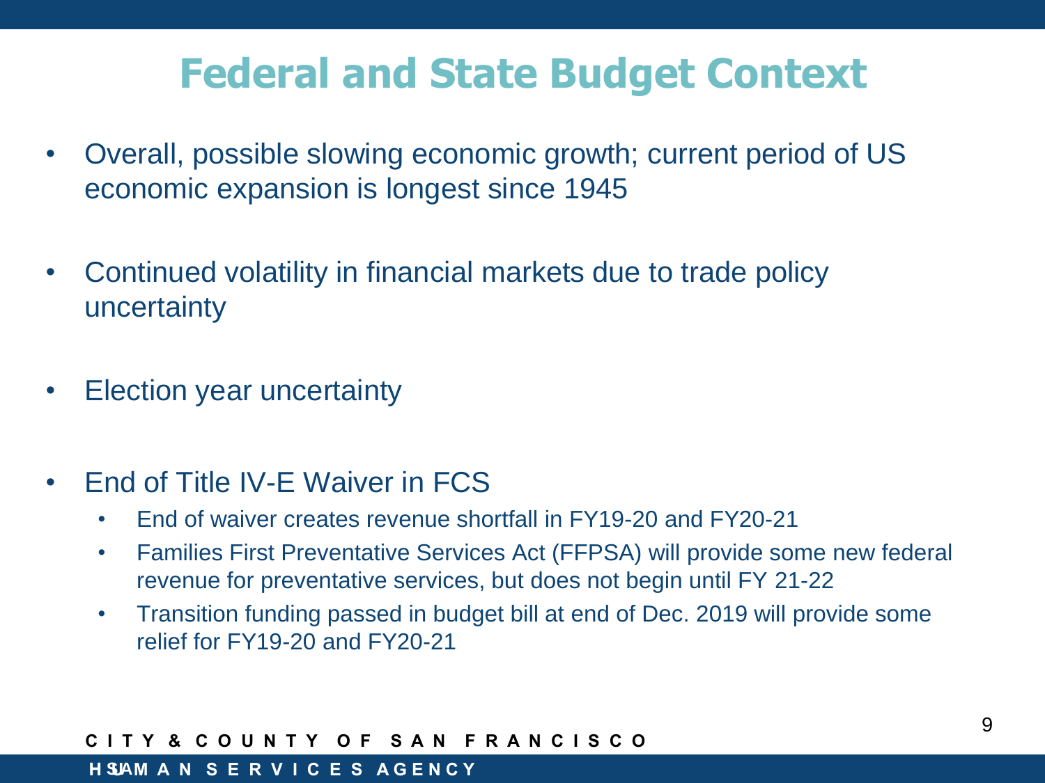# Federal and State Budget Context

- Overall, possible slowing economic growth; current period of US economic expansion is longest since 1945
- Continued volatility in financial markets due to trade policy uncertainty
- Election year uncertainty
- End of Title IV-E Waiver in FCS
  - End of waiver creates revenue shortfall in FY19-20 and FY20-21
  - Families First Preventative Services Act (FFPSA) will provide some new federal revenue for preventative services, but does not begin until FY 21-22
  - Transition funding passed in budget bill at end of Dec. 2019 will provide some relief for FY19-20 and FY20-21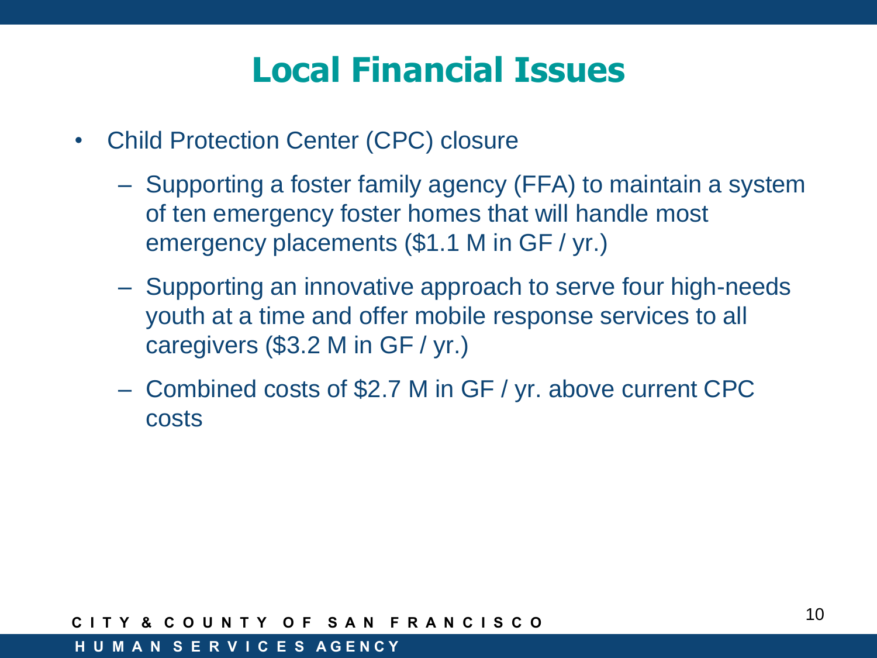# Local Financial Issues

- Child Protection Center (CPC) closure
  - Supporting a foster family agency (FFA) to maintain a system of ten emergency foster homes that will handle most emergency placements ($1.1 M in GF / yr.)
  - Supporting an innovative approach to serve four high-needs youth at a time and offer mobile response services to all caregivers ($3.2 M in GF / yr.)
  - Combined costs of $2.7 M in GF / yr. above current CPC costs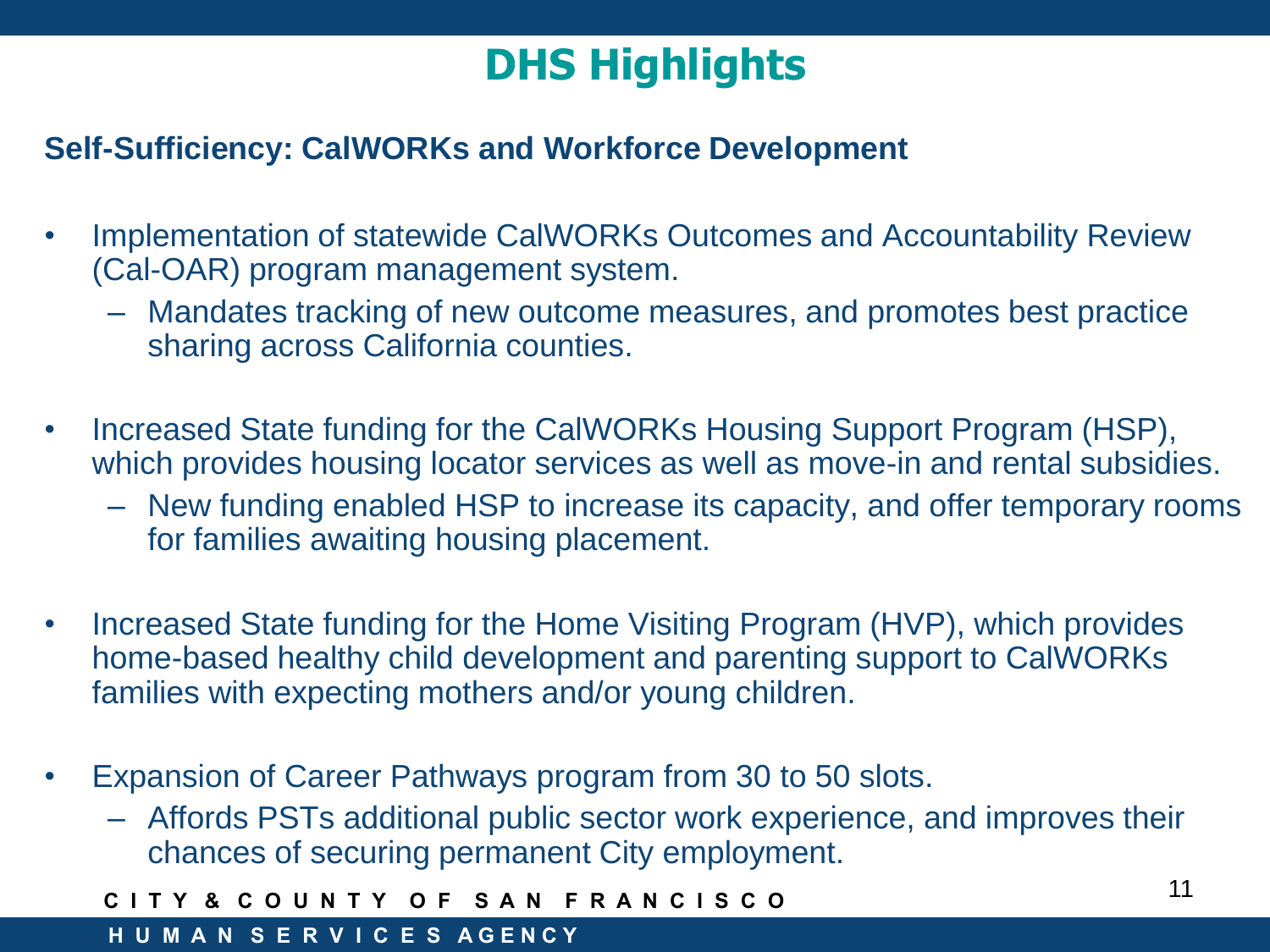# DHS Highlights

**Self-Sufficiency: CalWORKs and Workforce Development**

- Implementation of statewide CalWORKs Outcomes and Accountability Review (Cal-OAR) program management system.
  - Mandates tracking of new outcome measures, and promotes best practice sharing across California counties.
- Increased State funding for the CalWORKs Housing Support Program (HSP), which provides housing locator services as well as move-in and rental subsidies.
  - New funding enabled HSP to increase its capacity, and offer temporary rooms for families awaiting housing placement.
- Increased State funding for the Home Visiting Program (HVP), which provides home-based healthy child development and parenting support to CalWORKs families with expecting mothers and/or young children.
- Expansion of Career Pathways program from 30 to 50 slots.
  - Affords PSTs additional public sector work experience, and improves their chances of securing permanent City employment.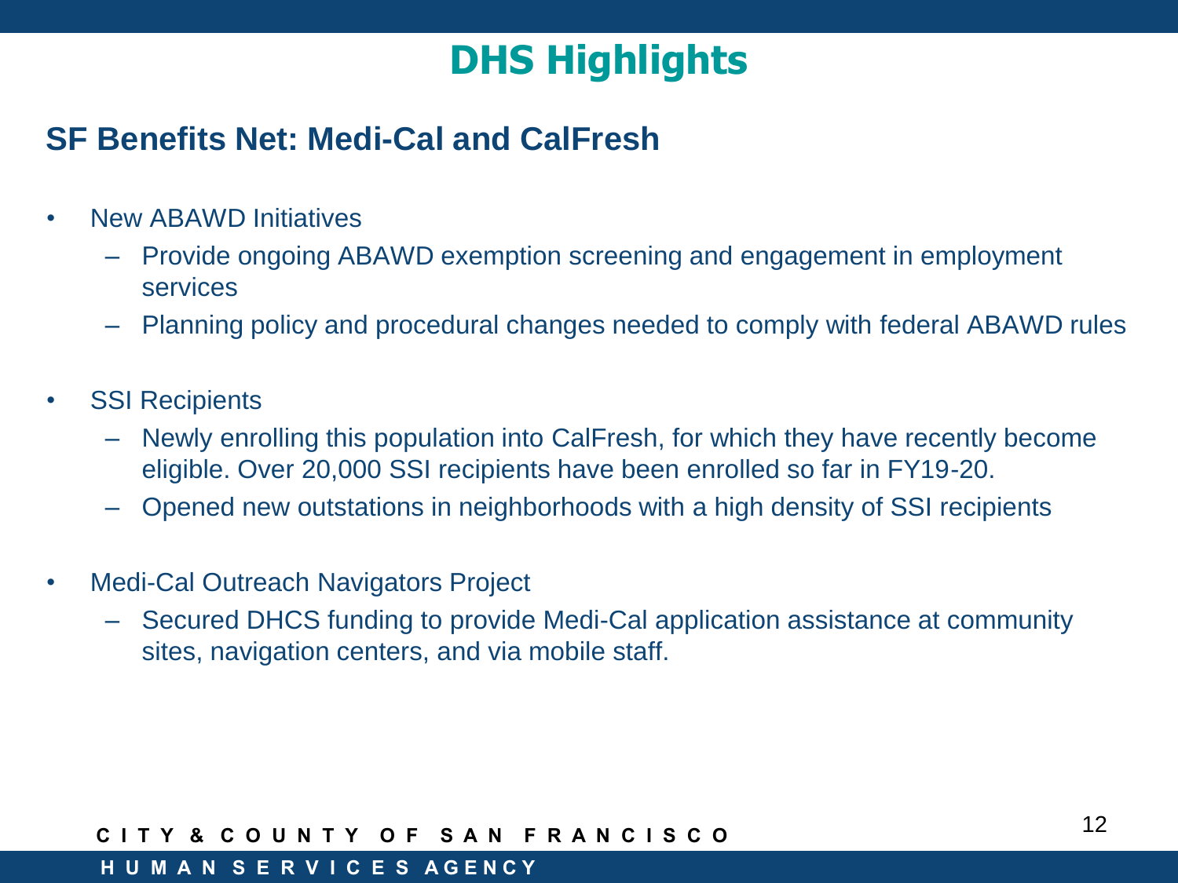# DHS Highlights

## SF Benefits Net: Medi-Cal and CalFresh

- New ABAWD Initiatives
  - Provide ongoing ABAWD exemption screening and engagement in employment services
  - Planning policy and procedural changes needed to comply with federal ABAWD rules

- SSI Recipients
  - Newly enrolling this population into CalFresh, for which they have recently become eligible. Over 20,000 SSI recipients have been enrolled so far in FY19-20.
  - Opened new outstations in neighborhoods with a high density of SSI recipients

- Medi-Cal Outreach Navigators Project
  - Secured DHCS funding to provide Medi-Cal application assistance at community sites, navigation centers, and via mobile staff.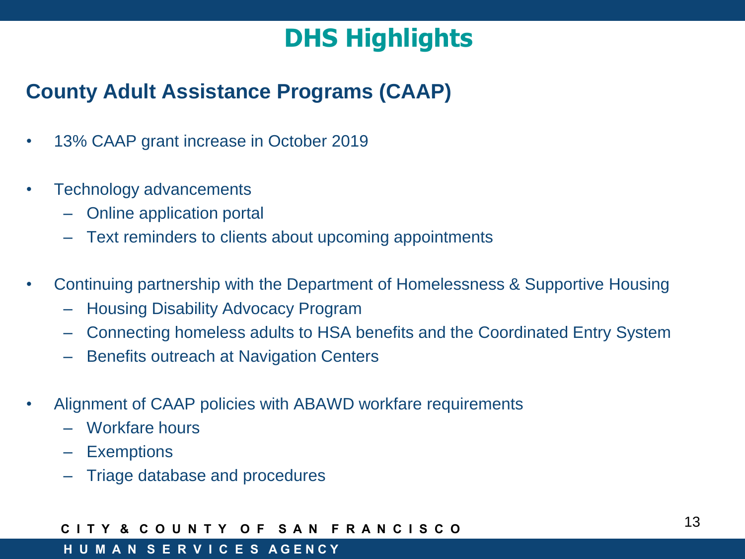# DHS Highlights

## County Adult Assistance Programs (CAAP)

- 13% CAAP grant increase in October 2019
- Technology advancements
  - Online application portal
  - Text reminders to clients about upcoming appointments
- Continuing partnership with the Department of Homelessness & Supportive Housing
  - Housing Disability Advocacy Program
  - Connecting homeless adults to HSA benefits and the Coordinated Entry System
  - Benefits outreach at Navigation Centers
- Alignment of CAAP policies with ABAWD workfare requirements
  - Workfare hours
  - Exemptions
  - Triage database and procedures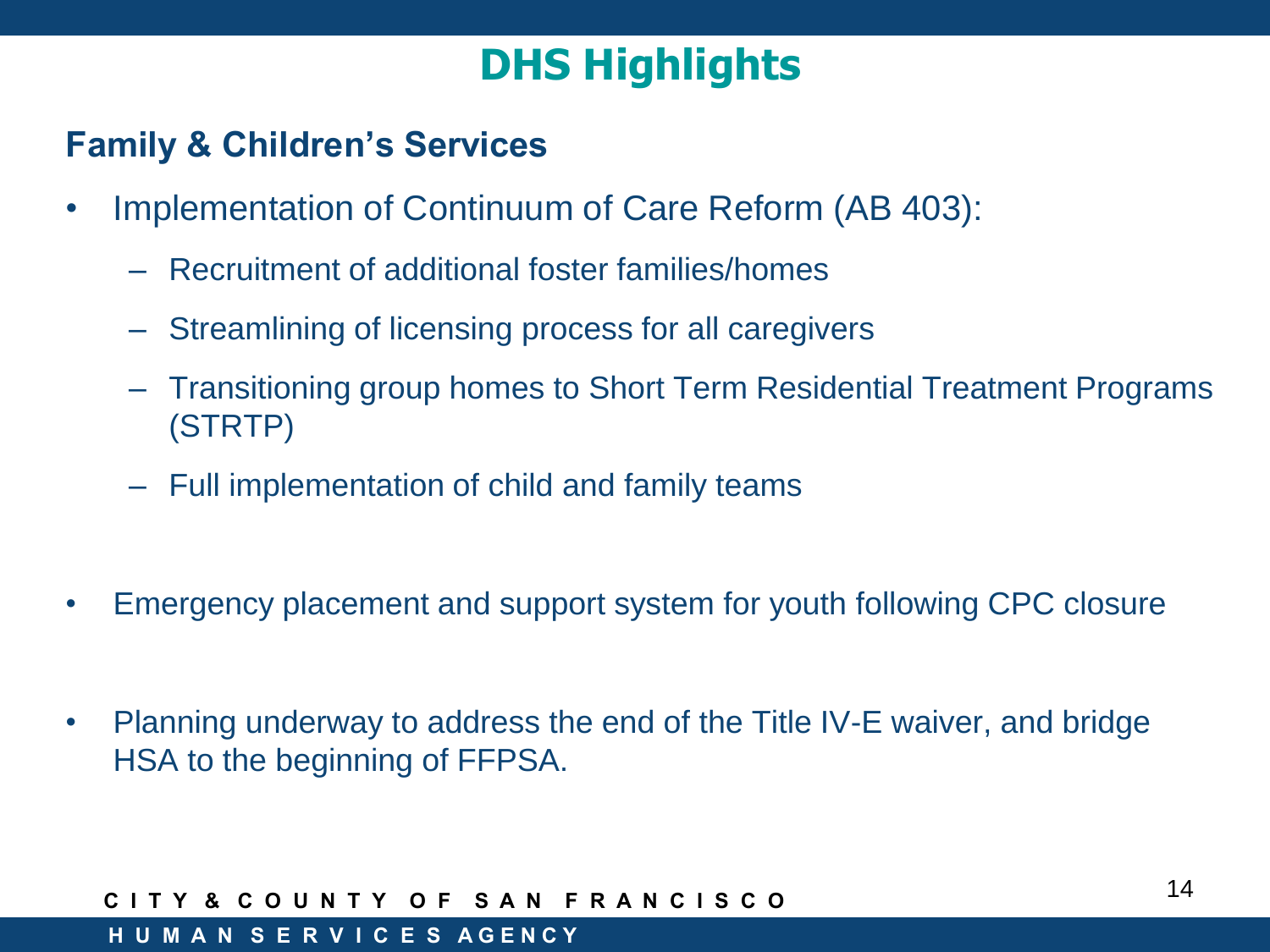# DHS Highlights

## Family & Children's Services

- Implementation of Continuum of Care Reform (AB 403):
  - Recruitment of additional foster families/homes
  - Streamlining of licensing process for all caregivers
  - Transitioning group homes to Short Term Residential Treatment Programs (STRTP)
  - Full implementation of child and family teams
- Emergency placement and support system for youth following CPC closure
- Planning underway to address the end of the Title IV-E waiver, and bridge HSA to the beginning of FFPSA.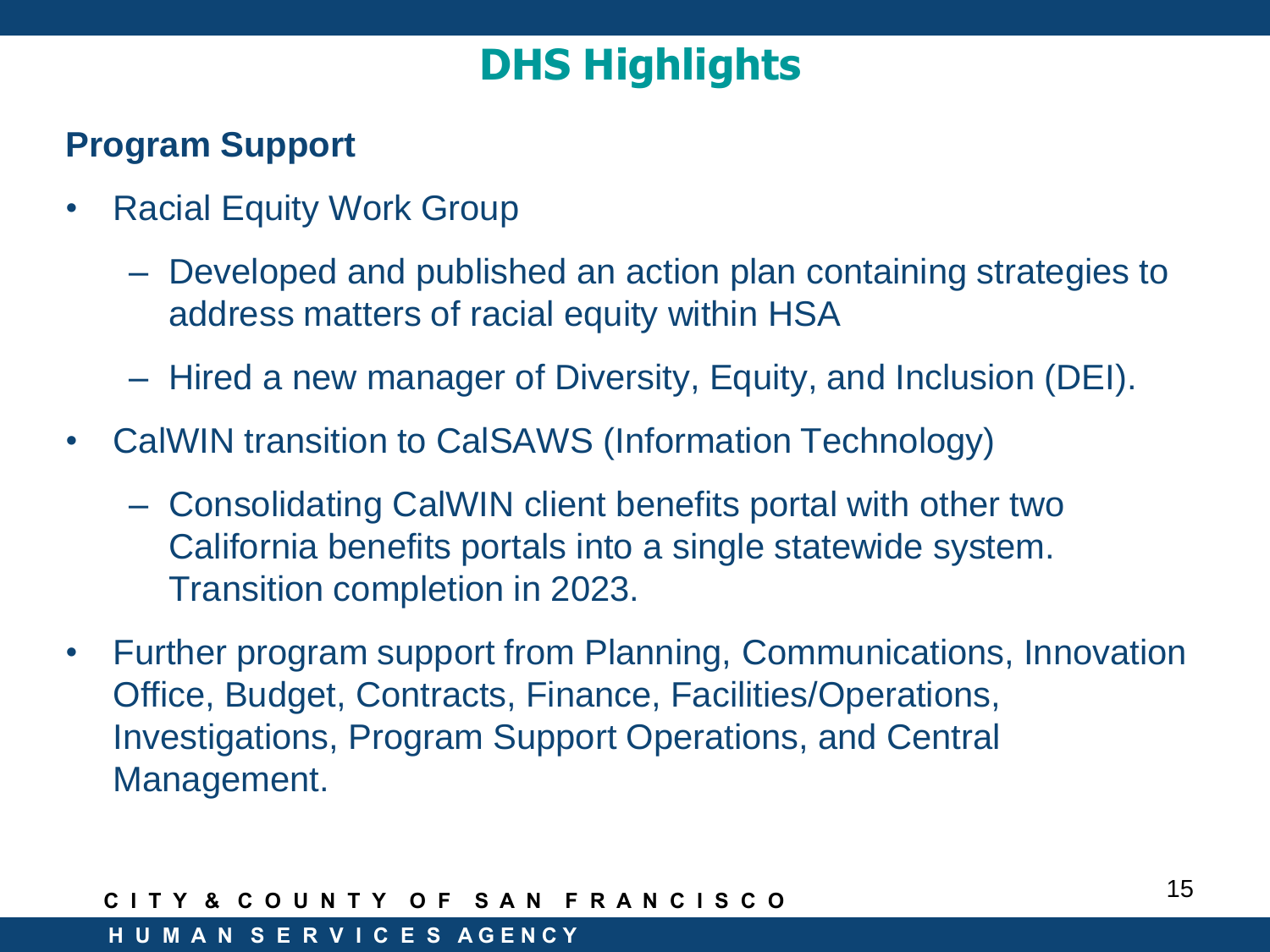# DHS Highlights

## Program Support

- Racial Equity Work Group
  - Developed and published an action plan containing strategies to address matters of racial equity within HSA
  - Hired a new manager of Diversity, Equity, and Inclusion (DEI).
- CalWIN transition to CalSAWS (Information Technology)
  - Consolidating CalWIN client benefits portal with other two California benefits portals into a single statewide system. Transition completion in 2023.
- Further program support from Planning, Communications, Innovation Office, Budget, Contracts, Finance, Facilities/Operations, Investigations, Program Support Operations, and Central Management.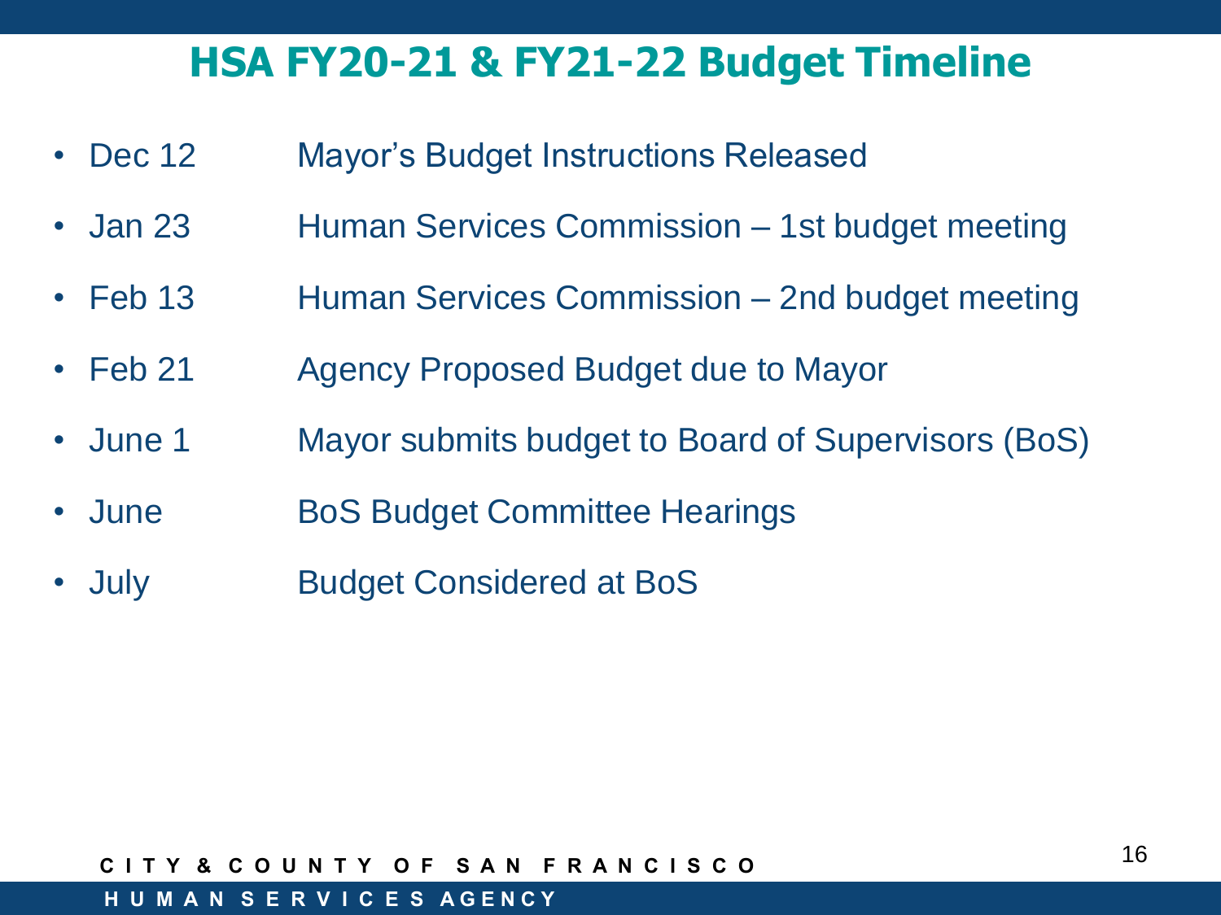# HSA FY20-21 & FY21-22 Budget Timeline

- Dec 12 Mayor's Budget Instructions Released
- Jan 23 Human Services Commission – 1st budget meeting
- Feb 13 Human Services Commission – 2nd budget meeting
- Feb 21 Agency Proposed Budget due to Mayor
- June 1 Mayor submits budget to Board of Supervisors (BoS)
- June BoS Budget Committee Hearings
- July Budget Considered at BoS